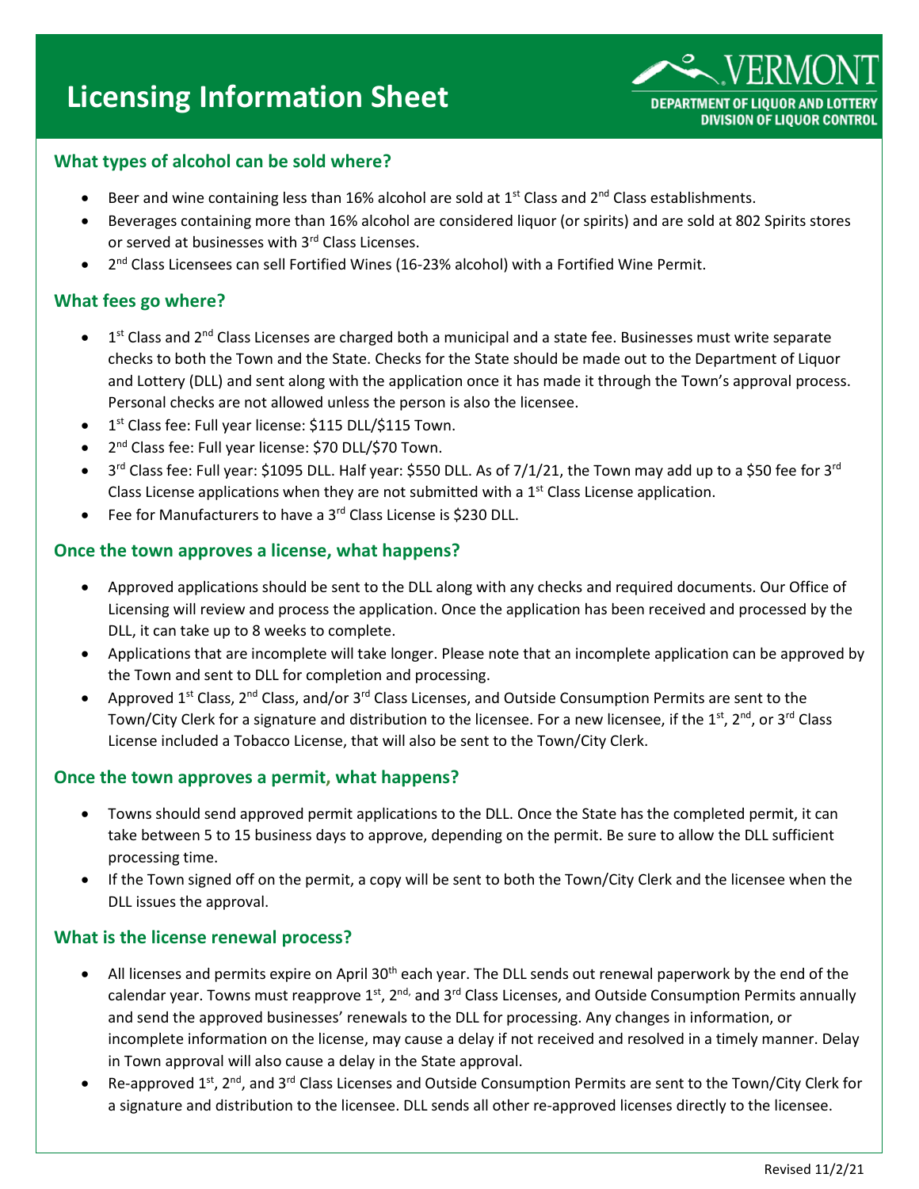# Licensing Information Sheet

VERMONT
DEPARTMENT OF LIQUOR AND LOTTERY
DIVISION OF LIQUOR CONTROL

## What types of alcohol can be sold where?

- Beer and wine containing less than 16% alcohol are sold at 1st Class and 2nd Class establishments.
- Beverages containing more than 16% alcohol are considered liquor (or spirits) and are sold at 802 Spirits stores or served at businesses with 3rd Class Licenses.
- 2nd Class Licensees can sell Fortified Wines (16-23% alcohol) with a Fortified Wine Permit.

## What fees go where?

- 1st Class and 2nd Class Licenses are charged both a municipal and a state fee. Businesses must write separate checks to both the Town and the State. Checks for the State should be made out to the Department of Liquor and Lottery (DLL) and sent along with the application once it has made it through the Town's approval process. Personal checks are not allowed unless the person is also the licensee.
- 1st Class fee: Full year license: $115 DLL/$115 Town.
- 2nd Class fee: Full year license: $70 DLL/$70 Town.
- 3rd Class fee: Full year: $1095 DLL. Half year: $550 DLL. As of 7/1/21, the Town may add up to a $50 fee for 3rd Class License applications when they are not submitted with a 1st Class License application.
- Fee for Manufacturers to have a 3rd Class License is $230 DLL.

## Once the town approves a license, what happens?

- Approved applications should be sent to the DLL along with any checks and required documents. Our Office of Licensing will review and process the application. Once the application has been received and processed by the DLL, it can take up to 8 weeks to complete.
- Applications that are incomplete will take longer. Please note that an incomplete application can be approved by the Town and sent to DLL for completion and processing.
- Approved 1st Class, 2nd Class, and/or 3rd Class Licenses, and Outside Consumption Permits are sent to the Town/City Clerk for a signature and distribution to the licensee. For a new licensee, if the 1st, 2nd, or 3rd Class License included a Tobacco License, that will also be sent to the Town/City Clerk.

## Once the town approves a permit, what happens?

- Towns should send approved permit applications to the DLL. Once the State has the completed permit, it can take between 5 to 15 business days to approve, depending on the permit. Be sure to allow the DLL sufficient processing time.
- If the Town signed off on the permit, a copy will be sent to both the Town/City Clerk and the licensee when the DLL issues the approval.

## What is the license renewal process?

- All licenses and permits expire on April 30th each year. The DLL sends out renewal paperwork by the end of the calendar year. Towns must reapprove 1st, 2nd, and 3rd Class Licenses, and Outside Consumption Permits annually and send the approved businesses' renewals to the DLL for processing. Any changes in information, or incomplete information on the license, may cause a delay if not received and resolved in a timely manner. Delay in Town approval will also cause a delay in the State approval.
- Re-approved 1st, 2nd, and 3rd Class Licenses and Outside Consumption Permits are sent to the Town/City Clerk for a signature and distribution to the licensee. DLL sends all other re-approved licenses directly to the licensee.

Revised 11/2/21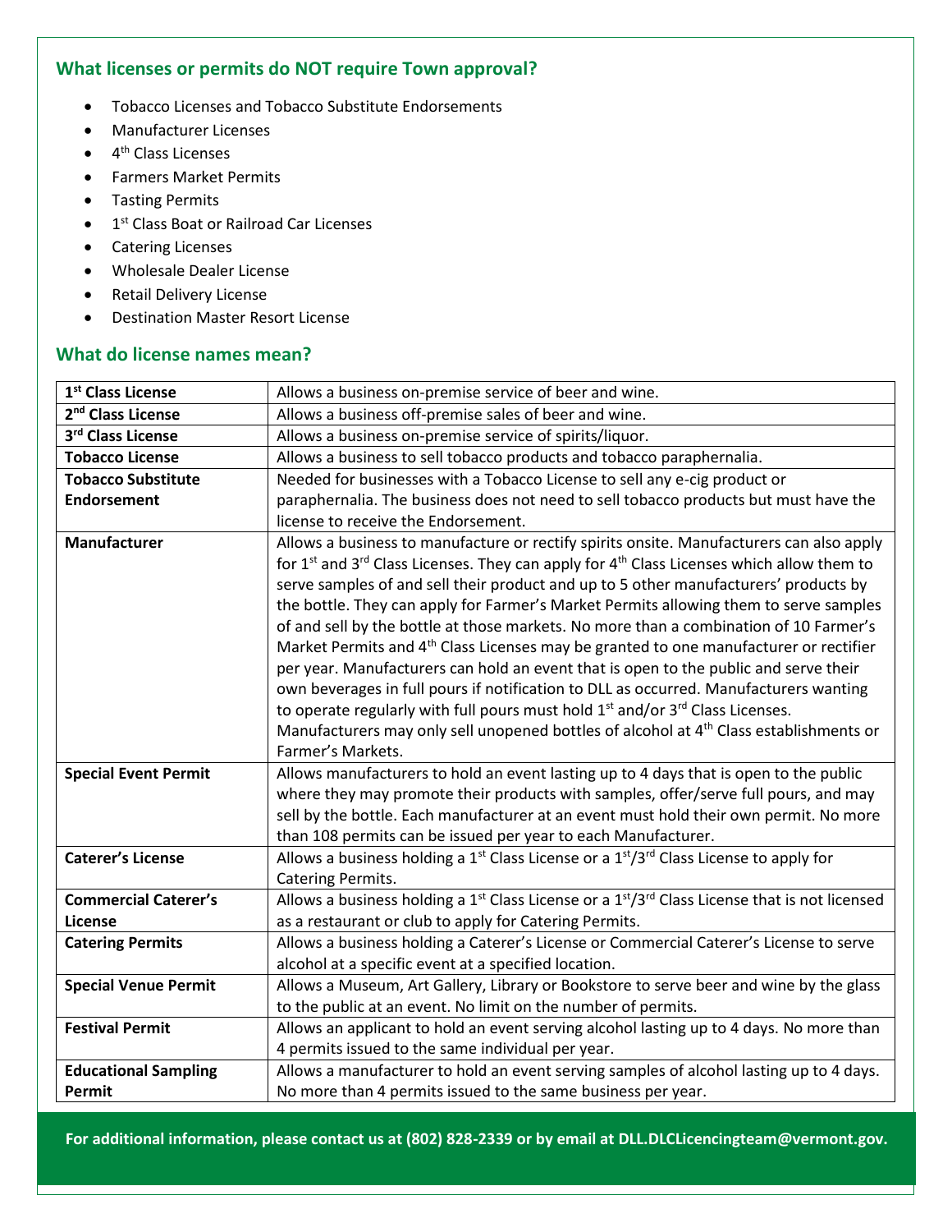## What licenses or permits do NOT require Town approval?

- Tobacco Licenses and Tobacco Substitute Endorsements
- Manufacturer Licenses
- 4th Class Licenses
- Farmers Market Permits
- Tasting Permits
- 1st Class Boat or Railroad Car Licenses
- Catering Licenses
- Wholesale Dealer License
- Retail Delivery License
- Destination Master Resort License

## What do license names mean?

| | |
|---|---|
| **1st Class License** | Allows a business on-premise service of beer and wine. |
| **2nd Class License** | Allows a business off-premise sales of beer and wine. |
| **3rd Class License** | Allows a business on-premise service of spirits/liquor. |
| **Tobacco License** | Allows a business to sell tobacco products and tobacco paraphernalia. |
| **Tobacco Substitute Endorsement** | Needed for businesses with a Tobacco License to sell any e-cig product or paraphernalia. The business does not need to sell tobacco products but must have the license to receive the Endorsement. |
| **Manufacturer** | Allows a business to manufacture or rectify spirits onsite. Manufacturers can also apply for 1st and 3rd Class Licenses. They can apply for 4th Class Licenses which allow them to serve samples of and sell their product and up to 5 other manufacturers' products by the bottle. They can apply for Farmer's Market Permits allowing them to serve samples of and sell by the bottle at those markets. No more than a combination of 10 Farmer's Market Permits and 4th Class Licenses may be granted to one manufacturer or rectifier per year. Manufacturers can hold an event that is open to the public and serve their own beverages in full pours if notification to DLL as occurred. Manufacturers wanting to operate regularly with full pours must hold 1st and/or 3rd Class Licenses. Manufacturers may only sell unopened bottles of alcohol at 4th Class establishments or Farmer's Markets. |
| **Special Event Permit** | Allows manufacturers to hold an event lasting up to 4 days that is open to the public where they may promote their products with samples, offer/serve full pours, and may sell by the bottle. Each manufacturer at an event must hold their own permit. No more than 108 permits can be issued per year to each Manufacturer. |
| **Caterer's License** | Allows a business holding a 1st Class License or a 1st/3rd Class License to apply for Catering Permits. |
| **Commercial Caterer's License** | Allows a business holding a 1st Class License or a 1st/3rd Class License that is not licensed as a restaurant or club to apply for Catering Permits. |
| **Catering Permits** | Allows a business holding a Caterer's License or Commercial Caterer's License to serve alcohol at a specific event at a specified location. |
| **Special Venue Permit** | Allows a Museum, Art Gallery, Library or Bookstore to serve beer and wine by the glass to the public at an event. No limit on the number of permits. |
| **Festival Permit** | Allows an applicant to hold an event serving alcohol lasting up to 4 days. No more than 4 permits issued to the same individual per year. |
| **Educational Sampling Permit** | Allows a manufacturer to hold an event serving samples of alcohol lasting up to 4 days. No more than 4 permits issued to the same business per year. |

**For additional information, please contact us at (802) 828-2339 or by email at DLL.DLCLicencingteam@vermont.gov.**